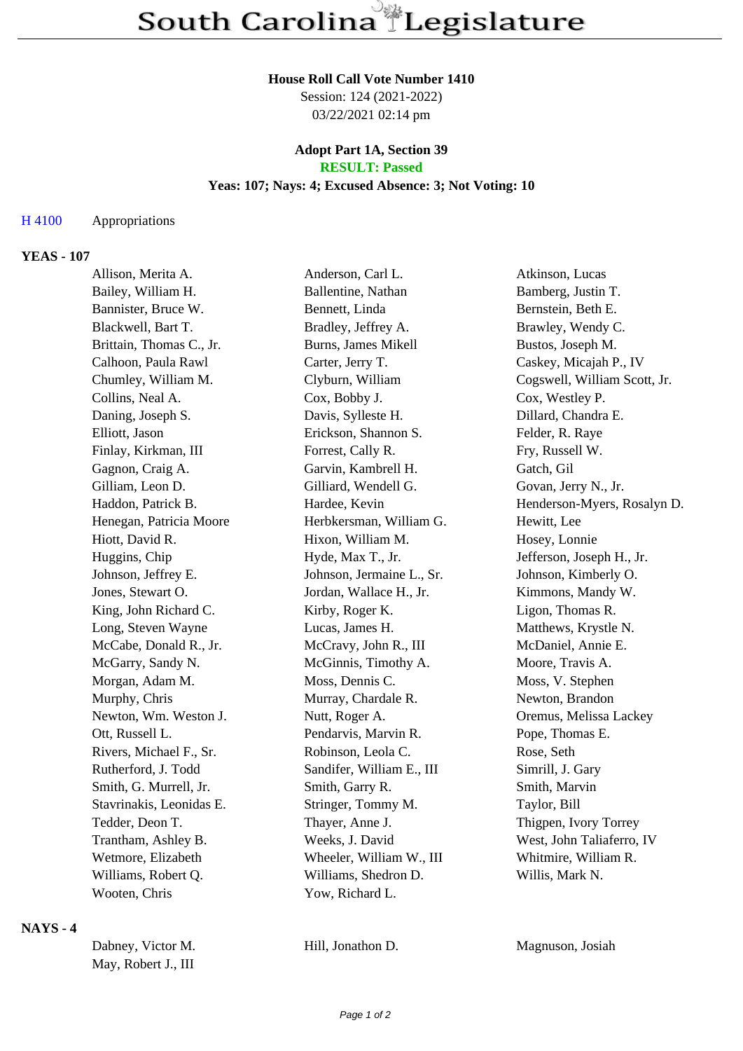# South Carolina Legislature

**House Roll Call Vote Number 1410**
Session: 124 (2021-2022)
03/22/2021 02:14 pm

**Adopt Part 1A, Section 39**
**RESULT: Passed**
**Yeas: 107; Nays: 4; Excused Absence: 3; Not Voting: 10**

H 4100 Appropriations

**YEAS - 107**

| | | |
|---|---|---|
| Allison, Merita A. | Anderson, Carl L. | Atkinson, Lucas |
| Bailey, William H. | Ballentine, Nathan | Bamberg, Justin T. |
| Bannister, Bruce W. | Bennett, Linda | Bernstein, Beth E. |
| Blackwell, Bart T. | Bradley, Jeffrey A. | Brawley, Wendy C. |
| Brittain, Thomas C., Jr. | Burns, James Mikell | Bustos, Joseph M. |
| Calhoon, Paula Rawl | Carter, Jerry T. | Caskey, Micajah P., IV |
| Chumley, William M. | Clyburn, William | Cogswell, William Scott, Jr. |
| Collins, Neal A. | Cox, Bobby J. | Cox, Westley P. |
| Daning, Joseph S. | Davis, Sylleste H. | Dillard, Chandra E. |
| Elliott, Jason | Erickson, Shannon S. | Felder, R. Raye |
| Finlay, Kirkman, III | Forrest, Cally R. | Fry, Russell W. |
| Gagnon, Craig A. | Garvin, Kambrell H. | Gatch, Gil |
| Gilliam, Leon D. | Gilliard, Wendell G. | Govan, Jerry N., Jr. |
| Haddon, Patrick B. | Hardee, Kevin | Henderson-Myers, Rosalyn D. |
| Henegan, Patricia Moore | Herbkersman, William G. | Hewitt, Lee |
| Hiott, David R. | Hixon, William M. | Hosey, Lonnie |
| Huggins, Chip | Hyde, Max T., Jr. | Jefferson, Joseph H., Jr. |
| Johnson, Jeffrey E. | Johnson, Jermaine L., Sr. | Johnson, Kimberly O. |
| Jones, Stewart O. | Jordan, Wallace H., Jr. | Kimmons, Mandy W. |
| King, John Richard C. | Kirby, Roger K. | Ligon, Thomas R. |
| Long, Steven Wayne | Lucas, James H. | Matthews, Krystle N. |
| McCabe, Donald R., Jr. | McCravy, John R., III | McDaniel, Annie E. |
| McGarry, Sandy N. | McGinnis, Timothy A. | Moore, Travis A. |
| Morgan, Adam M. | Moss, Dennis C. | Moss, V. Stephen |
| Murphy, Chris | Murray, Chardale R. | Newton, Brandon |
| Newton, Wm. Weston J. | Nutt, Roger A. | Oremus, Melissa Lackey |
| Ott, Russell L. | Pendarvis, Marvin R. | Pope, Thomas E. |
| Rivers, Michael F., Sr. | Robinson, Leola C. | Rose, Seth |
| Rutherford, J. Todd | Sandifer, William E., III | Simrill, J. Gary |
| Smith, G. Murrell, Jr. | Smith, Garry R. | Smith, Marvin |
| Stavrinakis, Leonidas E. | Stringer, Tommy M. | Taylor, Bill |
| Tedder, Deon T. | Thayer, Anne J. | Thigpen, Ivory Torrey |
| Trantham, Ashley B. | Weeks, J. David | West, John Taliaferro, IV |
| Wetmore, Elizabeth | Wheeler, William W., III | Whitmire, William R. |
| Williams, Robert Q. | Williams, Shedron D. | Willis, Mark N. |
| Wooten, Chris | Yow, Richard L. | |

**NAYS - 4**

| | | |
|---|---|---|
| Dabney, Victor M. | Hill, Jonathon D. | Magnuson, Josiah |
| May, Robert J., III | | |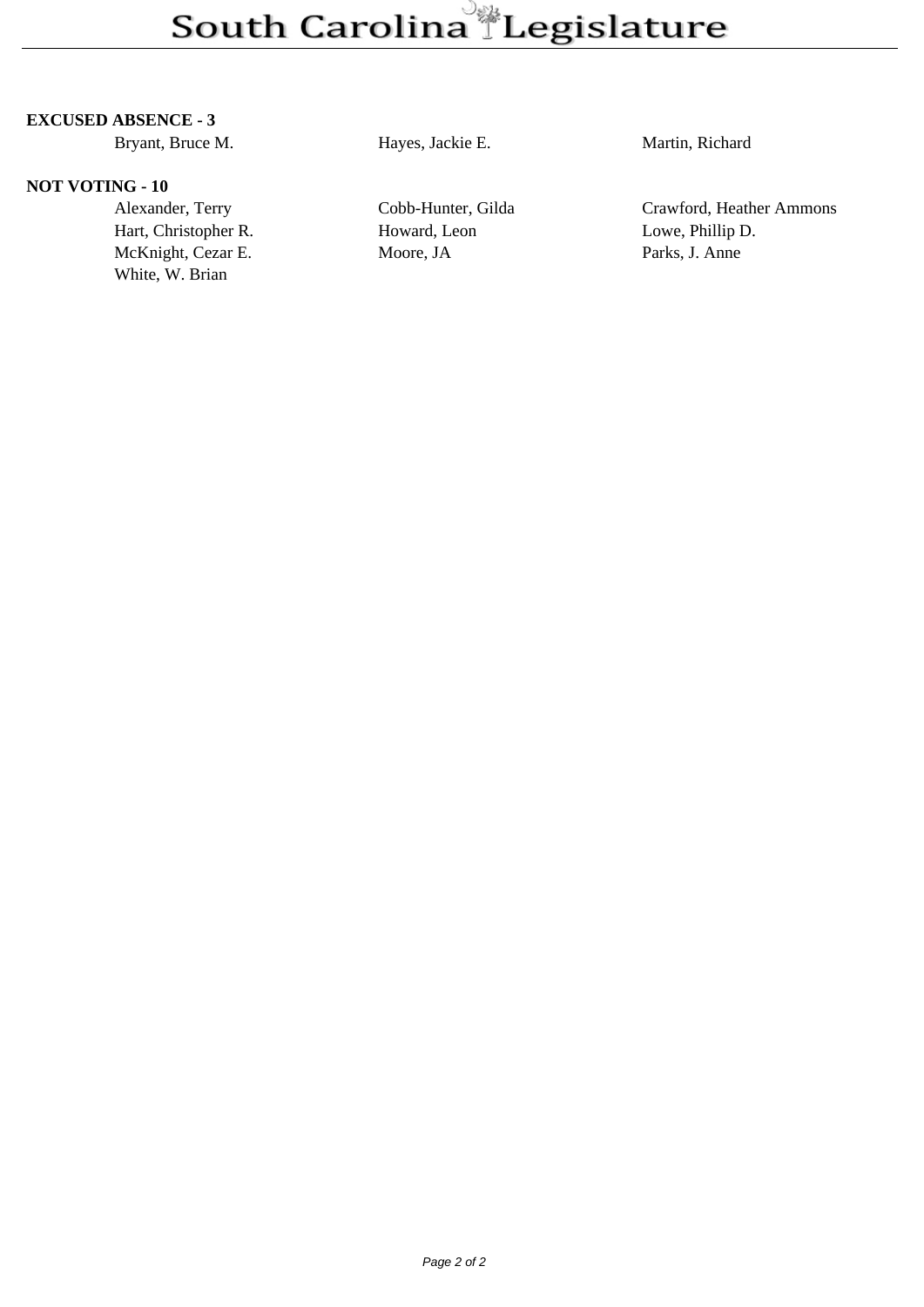**EXCUSED ABSENCE - 3**

| | | |
|---|---|---|
| Bryant, Bruce M. | Hayes, Jackie E. | Martin, Richard |

**NOT VOTING - 10**

| | | |
|---|---|---|
| Alexander, Terry | Cobb-Hunter, Gilda | Crawford, Heather Ammons |
| Hart, Christopher R. | Howard, Leon | Lowe, Phillip D. |
| McKnight, Cezar E. | Moore, JA | Parks, J. Anne |
| White, W. Brian | | |